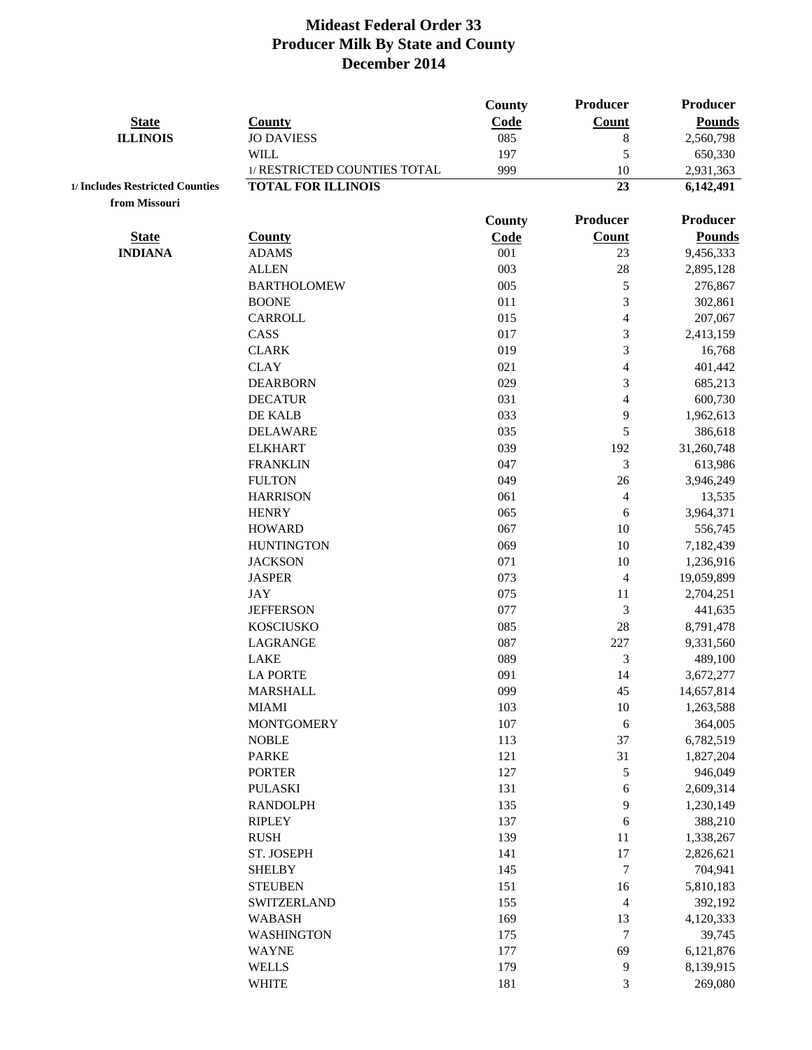# Mideast Federal Order 33
## Producer Milk By State and County
## December 2014

| State | County | County Code | Producer Count | Producer Pounds |
|---|---|---|---|---|
| ILLINOIS | JO DAVIESS | 085 | 8 | 2,560,798 |
| | WILL | 197 | 5 | 650,330 |
| | 1/ RESTRICTED COUNTIES TOTAL | 999 | 10 | 2,931,363 |
| 1/ Includes Restricted Counties from Missouri | **TOTAL FOR ILLINOIS** | | **23** | **6,142,491** |

| State | County | County Code | Producer Count | Producer Pounds |
|---|---|---|---|---|
| INDIANA | ADAMS | 001 | 23 | 9,456,333 |
| | ALLEN | 003 | 28 | 2,895,128 |
| | BARTHOLOMEW | 005 | 5 | 276,867 |
| | BOONE | 011 | 3 | 302,861 |
| | CARROLL | 015 | 4 | 207,067 |
| | CASS | 017 | 3 | 2,413,159 |
| | CLARK | 019 | 3 | 16,768 |
| | CLAY | 021 | 4 | 401,442 |
| | DEARBORN | 029 | 3 | 685,213 |
| | DECATUR | 031 | 4 | 600,730 |
| | DE KALB | 033 | 9 | 1,962,613 |
| | DELAWARE | 035 | 5 | 386,618 |
| | ELKHART | 039 | 192 | 31,260,748 |
| | FRANKLIN | 047 | 3 | 613,986 |
| | FULTON | 049 | 26 | 3,946,249 |
| | HARRISON | 061 | 4 | 13,535 |
| | HENRY | 065 | 6 | 3,964,371 |
| | HOWARD | 067 | 10 | 556,745 |
| | HUNTINGTON | 069 | 10 | 7,182,439 |
| | JACKSON | 071 | 10 | 1,236,916 |
| | JASPER | 073 | 4 | 19,059,899 |
| | JAY | 075 | 11 | 2,704,251 |
| | JEFFERSON | 077 | 3 | 441,635 |
| | KOSCIUSKO | 085 | 28 | 8,791,478 |
| | LAGRANGE | 087 | 227 | 9,331,560 |
| | LAKE | 089 | 3 | 489,100 |
| | LA PORTE | 091 | 14 | 3,672,277 |
| | MARSHALL | 099 | 45 | 14,657,814 |
| | MIAMI | 103 | 10 | 1,263,588 |
| | MONTGOMERY | 107 | 6 | 364,005 |
| | NOBLE | 113 | 37 | 6,782,519 |
| | PARKE | 121 | 31 | 1,827,204 |
| | PORTER | 127 | 5 | 946,049 |
| | PULASKI | 131 | 6 | 2,609,314 |
| | RANDOLPH | 135 | 9 | 1,230,149 |
| | RIPLEY | 137 | 6 | 388,210 |
| | RUSH | 139 | 11 | 1,338,267 |
| | ST. JOSEPH | 141 | 17 | 2,826,621 |
| | SHELBY | 145 | 7 | 704,941 |
| | STEUBEN | 151 | 16 | 5,810,183 |
| | SWITZERLAND | 155 | 4 | 392,192 |
| | WABASH | 169 | 13 | 4,120,333 |
| | WASHINGTON | 175 | 7 | 39,745 |
| | WAYNE | 177 | 69 | 6,121,876 |
| | WELLS | 179 | 9 | 8,139,915 |
| | WHITE | 181 | 3 | 269,080 |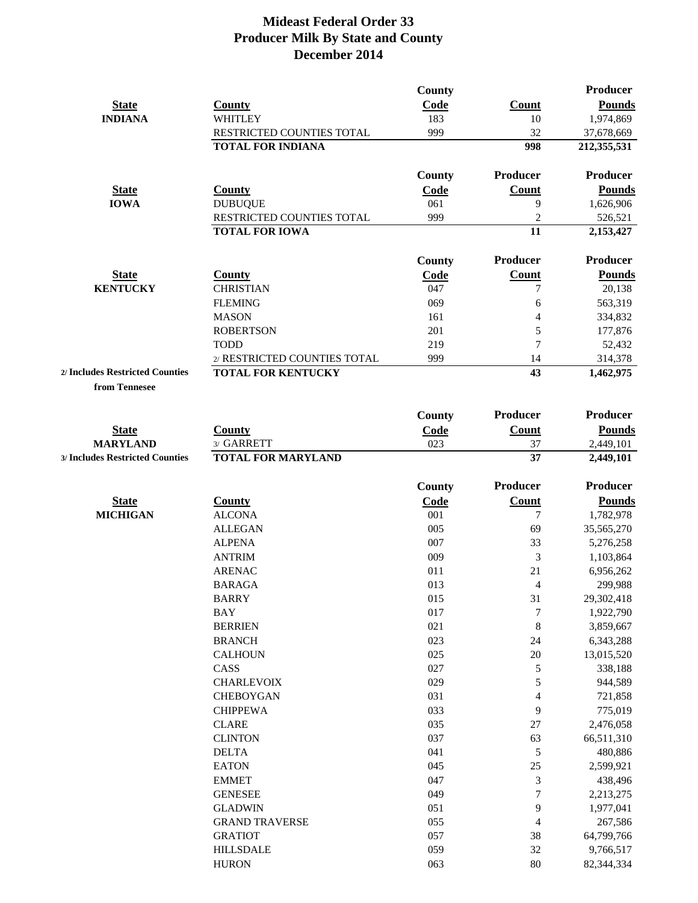# Mideast Federal Order 33
## Producer Milk By State and County
## December 2014

| State | County | County Code | Count | Producer Pounds |
|---|---|---|---|---|
| **INDIANA** | WHITLEY | 183 | 10 | 1,974,869 |
| | RESTRICTED COUNTIES TOTAL | 999 | 32 | 37,678,669 |
| | **TOTAL FOR INDIANA** | | **998** | **212,355,531** |

| State | County | County Code | Producer Count | Producer Pounds |
|---|---|---|---|---|
| **IOWA** | DUBUQUE | 061 | 9 | 1,626,906 |
| | RESTRICTED COUNTIES TOTAL | 999 | 2 | 526,521 |
| | **TOTAL FOR IOWA** | | **11** | **2,153,427** |

| State | County | County Code | Producer Count | Producer Pounds |
|---|---|---|---|---|
| **KENTUCKY** | CHRISTIAN | 047 | 7 | 20,138 |
| | FLEMING | 069 | 6 | 563,319 |
| | MASON | 161 | 4 | 334,832 |
| | ROBERTSON | 201 | 5 | 177,876 |
| | TODD | 219 | 7 | 52,432 |
| | 2/ RESTRICTED COUNTIES TOTAL | 999 | 14 | 314,378 |
| **2/ Includes Restricted Counties from Tennesee** | **TOTAL FOR KENTUCKY** | | **43** | **1,462,975** |

| State | County | County Code | Producer Count | Producer Pounds |
|---|---|---|---|---|
| **MARYLAND** | 3/ GARRETT | 023 | 37 | 2,449,101 |
| **3/ Includes Restricted Counties** | **TOTAL FOR MARYLAND** | | **37** | **2,449,101** |

| State | County | County Code | Producer Count | Producer Pounds |
|---|---|---|---|---|
| **MICHIGAN** | ALCONA | 001 | 7 | 1,782,978 |
| | ALLEGAN | 005 | 69 | 35,565,270 |
| | ALPENA | 007 | 33 | 5,276,258 |
| | ANTRIM | 009 | 3 | 1,103,864 |
| | ARENAC | 011 | 21 | 6,956,262 |
| | BARAGA | 013 | 4 | 299,988 |
| | BARRY | 015 | 31 | 29,302,418 |
| | BAY | 017 | 7 | 1,922,790 |
| | BERRIEN | 021 | 8 | 3,859,667 |
| | BRANCH | 023 | 24 | 6,343,288 |
| | CALHOUN | 025 | 20 | 13,015,520 |
| | CASS | 027 | 5 | 338,188 |
| | CHARLEVOIX | 029 | 5 | 944,589 |
| | CHEBOYGAN | 031 | 4 | 721,858 |
| | CHIPPEWA | 033 | 9 | 775,019 |
| | CLARE | 035 | 27 | 2,476,058 |
| | CLINTON | 037 | 63 | 66,511,310 |
| | DELTA | 041 | 5 | 480,886 |
| | EATON | 045 | 25 | 2,599,921 |
| | EMMET | 047 | 3 | 438,496 |
| | GENESEE | 049 | 7 | 2,213,275 |
| | GLADWIN | 051 | 9 | 1,977,041 |
| | GRAND TRAVERSE | 055 | 4 | 267,586 |
| | GRATIOT | 057 | 38 | 64,799,766 |
| | HILLSDALE | 059 | 32 | 9,766,517 |
| | HURON | 063 | 80 | 82,344,334 |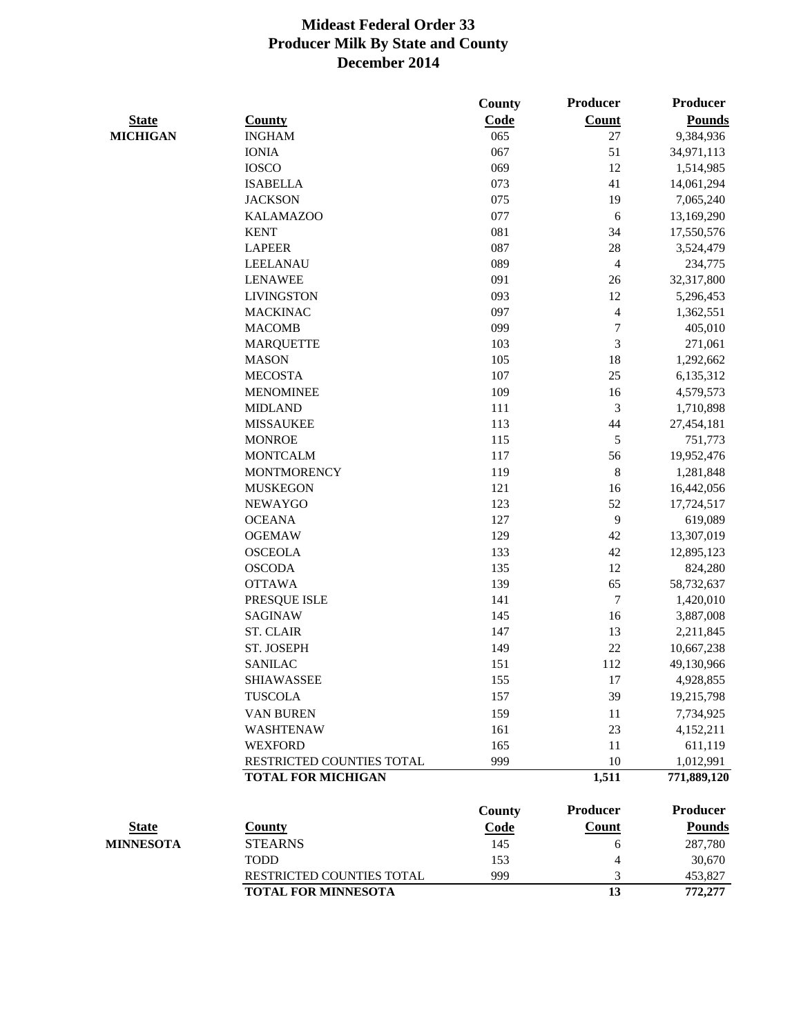# Mideast Federal Order 33
## Producer Milk By State and County
## December 2014

| State | County | County Code | Producer Count | Producer Pounds |
|---|---|---|---|---|
| MICHIGAN | INGHAM | 065 | 27 | 9,384,936 |
| | IONIA | 067 | 51 | 34,971,113 |
| | IOSCO | 069 | 12 | 1,514,985 |
| | ISABELLA | 073 | 41 | 14,061,294 |
| | JACKSON | 075 | 19 | 7,065,240 |
| | KALAMAZOO | 077 | 6 | 13,169,290 |
| | KENT | 081 | 34 | 17,550,576 |
| | LAPEER | 087 | 28 | 3,524,479 |
| | LEELANAU | 089 | 4 | 234,775 |
| | LENAWEE | 091 | 26 | 32,317,800 |
| | LIVINGSTON | 093 | 12 | 5,296,453 |
| | MACKINAC | 097 | 4 | 1,362,551 |
| | MACOMB | 099 | 7 | 405,010 |
| | MARQUETTE | 103 | 3 | 271,061 |
| | MASON | 105 | 18 | 1,292,662 |
| | MECOSTA | 107 | 25 | 6,135,312 |
| | MENOMINEE | 109 | 16 | 4,579,573 |
| | MIDLAND | 111 | 3 | 1,710,898 |
| | MISSAUKEE | 113 | 44 | 27,454,181 |
| | MONROE | 115 | 5 | 751,773 |
| | MONTCALM | 117 | 56 | 19,952,476 |
| | MONTMORENCY | 119 | 8 | 1,281,848 |
| | MUSKEGON | 121 | 16 | 16,442,056 |
| | NEWAYGO | 123 | 52 | 17,724,517 |
| | OCEANA | 127 | 9 | 619,089 |
| | OGEMAW | 129 | 42 | 13,307,019 |
| | OSCEOLA | 133 | 42 | 12,895,123 |
| | OSCODA | 135 | 12 | 824,280 |
| | OTTAWA | 139 | 65 | 58,732,637 |
| | PRESQUE ISLE | 141 | 7 | 1,420,010 |
| | SAGINAW | 145 | 16 | 3,887,008 |
| | ST. CLAIR | 147 | 13 | 2,211,845 |
| | ST. JOSEPH | 149 | 22 | 10,667,238 |
| | SANILAC | 151 | 112 | 49,130,966 |
| | SHIAWASSEE | 155 | 17 | 4,928,855 |
| | TUSCOLA | 157 | 39 | 19,215,798 |
| | VAN BUREN | 159 | 11 | 7,734,925 |
| | WASHTENAW | 161 | 23 | 4,152,211 |
| | WEXFORD | 165 | 11 | 611,119 |
| | RESTRICTED COUNTIES TOTAL | 999 | 10 | 1,012,991 |
| | **TOTAL FOR MICHIGAN** | | **1,511** | **771,889,120** |

| State | County | County Code | Producer Count | Producer Pounds |
|---|---|---|---|---|
| MINNESOTA | STEARNS | 145 | 6 | 287,780 |
| | TODD | 153 | 4 | 30,670 |
| | RESTRICTED COUNTIES TOTAL | 999 | 3 | 453,827 |
| | **TOTAL FOR MINNESOTA** | | **13** | **772,277** |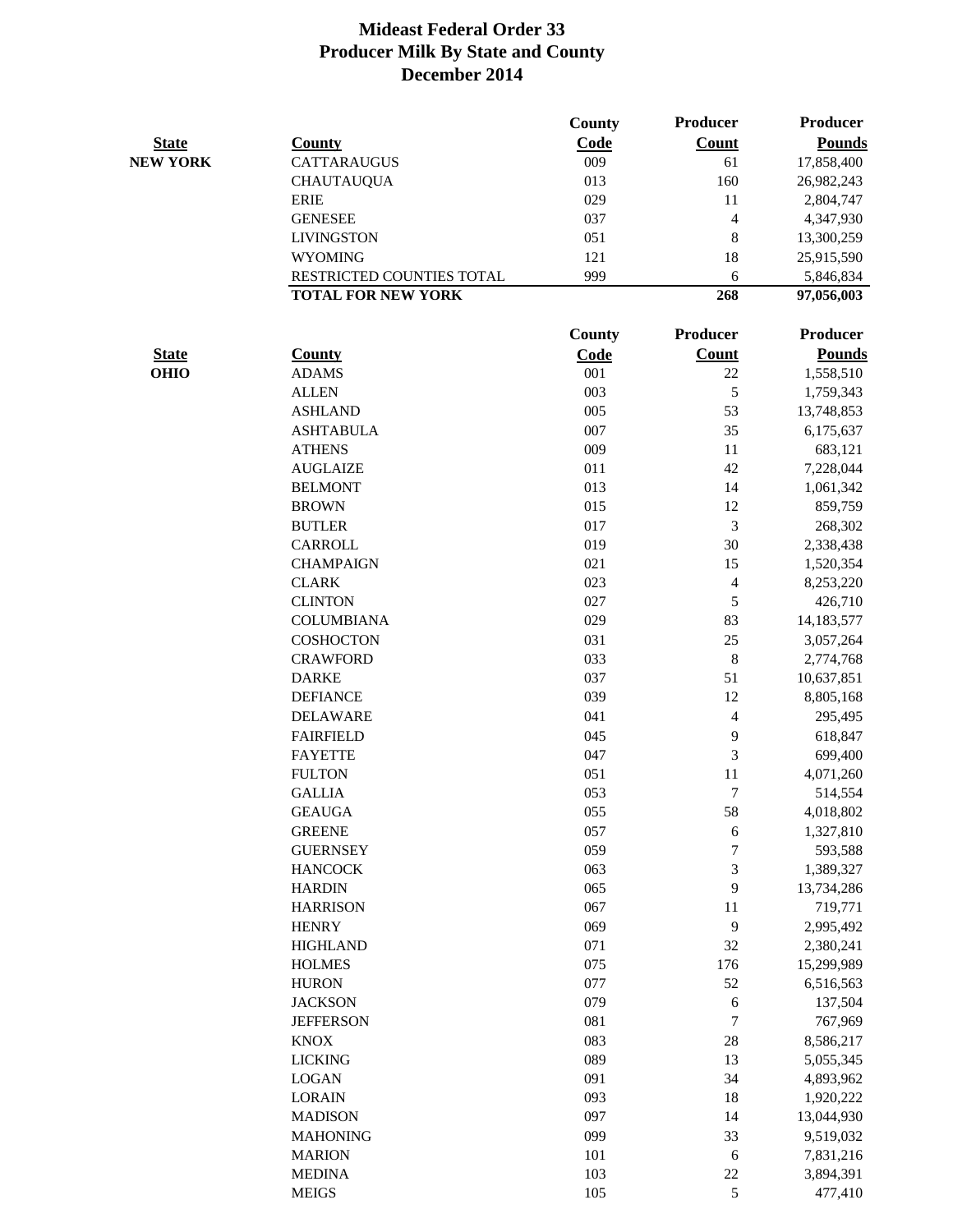# Mideast Federal Order 33
## Producer Milk By State and County
## December 2014

| State | County | County Code | Producer Count | Producer Pounds |
|---|---|---|---|---|
| NEW YORK | CATTARAUGUS | 009 | 61 | 17,858,400 |
| | CHAUTAUQUA | 013 | 160 | 26,982,243 |
| | ERIE | 029 | 11 | 2,804,747 |
| | GENESEE | 037 | 4 | 4,347,930 |
| | LIVINGSTON | 051 | 8 | 13,300,259 |
| | WYOMING | 121 | 18 | 25,915,590 |
| | RESTRICTED COUNTIES TOTAL | 999 | 6 | 5,846,834 |
| | **TOTAL FOR NEW YORK** | | **268** | **97,056,003** |

| State | County | County Code | Producer Count | Producer Pounds |
|---|---|---|---|---|
| OHIO | ADAMS | 001 | 22 | 1,558,510 |
| | ALLEN | 003 | 5 | 1,759,343 |
| | ASHLAND | 005 | 53 | 13,748,853 |
| | ASHTABULA | 007 | 35 | 6,175,637 |
| | ATHENS | 009 | 11 | 683,121 |
| | AUGLAIZE | 011 | 42 | 7,228,044 |
| | BELMONT | 013 | 14 | 1,061,342 |
| | BROWN | 015 | 12 | 859,759 |
| | BUTLER | 017 | 3 | 268,302 |
| | CARROLL | 019 | 30 | 2,338,438 |
| | CHAMPAIGN | 021 | 15 | 1,520,354 |
| | CLARK | 023 | 4 | 8,253,220 |
| | CLINTON | 027 | 5 | 426,710 |
| | COLUMBIANA | 029 | 83 | 14,183,577 |
| | COSHOCTON | 031 | 25 | 3,057,264 |
| | CRAWFORD | 033 | 8 | 2,774,768 |
| | DARKE | 037 | 51 | 10,637,851 |
| | DEFIANCE | 039 | 12 | 8,805,168 |
| | DELAWARE | 041 | 4 | 295,495 |
| | FAIRFIELD | 045 | 9 | 618,847 |
| | FAYETTE | 047 | 3 | 699,400 |
| | FULTON | 051 | 11 | 4,071,260 |
| | GALLIA | 053 | 7 | 514,554 |
| | GEAUGA | 055 | 58 | 4,018,802 |
| | GREENE | 057 | 6 | 1,327,810 |
| | GUERNSEY | 059 | 7 | 593,588 |
| | HANCOCK | 063 | 3 | 1,389,327 |
| | HARDIN | 065 | 9 | 13,734,286 |
| | HARRISON | 067 | 11 | 719,771 |
| | HENRY | 069 | 9 | 2,995,492 |
| | HIGHLAND | 071 | 32 | 2,380,241 |
| | HOLMES | 075 | 176 | 15,299,989 |
| | HURON | 077 | 52 | 6,516,563 |
| | JACKSON | 079 | 6 | 137,504 |
| | JEFFERSON | 081 | 7 | 767,969 |
| | KNOX | 083 | 28 | 8,586,217 |
| | LICKING | 089 | 13 | 5,055,345 |
| | LOGAN | 091 | 34 | 4,893,962 |
| | LORAIN | 093 | 18 | 1,920,222 |
| | MADISON | 097 | 14 | 13,044,930 |
| | MAHONING | 099 | 33 | 9,519,032 |
| | MARION | 101 | 6 | 7,831,216 |
| | MEDINA | 103 | 22 | 3,894,391 |
| | MEIGS | 105 | 5 | 477,410 |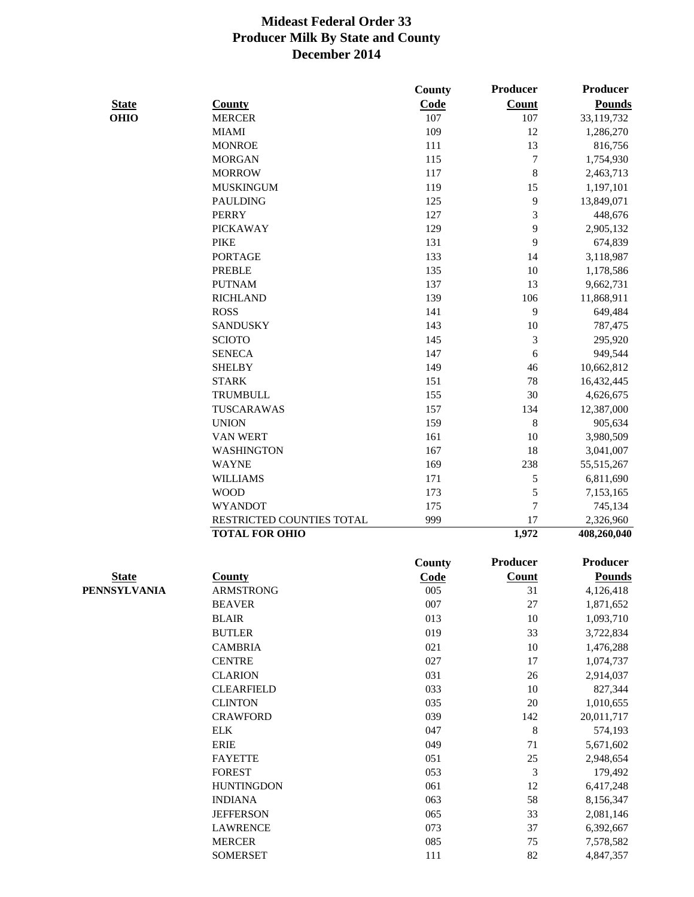# Mideast Federal Order 33
## Producer Milk By State and County
## December 2014

| State | County | County Code | Producer Count | Producer Pounds |
|---|---|---|---|---|
| **OHIO** | MERCER | 107 | 107 | 33,119,732 |
| | MIAMI | 109 | 12 | 1,286,270 |
| | MONROE | 111 | 13 | 816,756 |
| | MORGAN | 115 | 7 | 1,754,930 |
| | MORROW | 117 | 8 | 2,463,713 |
| | MUSKINGUM | 119 | 15 | 1,197,101 |
| | PAULDING | 125 | 9 | 13,849,071 |
| | PERRY | 127 | 3 | 448,676 |
| | PICKAWAY | 129 | 9 | 2,905,132 |
| | PIKE | 131 | 9 | 674,839 |
| | PORTAGE | 133 | 14 | 3,118,987 |
| | PREBLE | 135 | 10 | 1,178,586 |
| | PUTNAM | 137 | 13 | 9,662,731 |
| | RICHLAND | 139 | 106 | 11,868,911 |
| | ROSS | 141 | 9 | 649,484 |
| | SANDUSKY | 143 | 10 | 787,475 |
| | SCIOTO | 145 | 3 | 295,920 |
| | SENECA | 147 | 6 | 949,544 |
| | SHELBY | 149 | 46 | 10,662,812 |
| | STARK | 151 | 78 | 16,432,445 |
| | TRUMBULL | 155 | 30 | 4,626,675 |
| | TUSCARAWAS | 157 | 134 | 12,387,000 |
| | UNION | 159 | 8 | 905,634 |
| | VAN WERT | 161 | 10 | 3,980,509 |
| | WASHINGTON | 167 | 18 | 3,041,007 |
| | WAYNE | 169 | 238 | 55,515,267 |
| | WILLIAMS | 171 | 5 | 6,811,690 |
| | WOOD | 173 | 5 | 7,153,165 |
| | WYANDOT | 175 | 7 | 745,134 |
| | RESTRICTED COUNTIES TOTAL | 999 | 17 | 2,326,960 |
| | **TOTAL FOR OHIO** | | **1,972** | **408,260,040** |

| State | County | County Code | Producer Count | Producer Pounds |
|---|---|---|---|---|
| **PENNSYLVANIA** | ARMSTRONG | 005 | 31 | 4,126,418 |
| | BEAVER | 007 | 27 | 1,871,652 |
| | BLAIR | 013 | 10 | 1,093,710 |
| | BUTLER | 019 | 33 | 3,722,834 |
| | CAMBRIA | 021 | 10 | 1,476,288 |
| | CENTRE | 027 | 17 | 1,074,737 |
| | CLARION | 031 | 26 | 2,914,037 |
| | CLEARFIELD | 033 | 10 | 827,344 |
| | CLINTON | 035 | 20 | 1,010,655 |
| | CRAWFORD | 039 | 142 | 20,011,717 |
| | ELK | 047 | 8 | 574,193 |
| | ERIE | 049 | 71 | 5,671,602 |
| | FAYETTE | 051 | 25 | 2,948,654 |
| | FOREST | 053 | 3 | 179,492 |
| | HUNTINGDON | 061 | 12 | 6,417,248 |
| | INDIANA | 063 | 58 | 8,156,347 |
| | JEFFERSON | 065 | 33 | 2,081,146 |
| | LAWRENCE | 073 | 37 | 6,392,667 |
| | MERCER | 085 | 75 | 7,578,582 |
| | SOMERSET | 111 | 82 | 4,847,357 |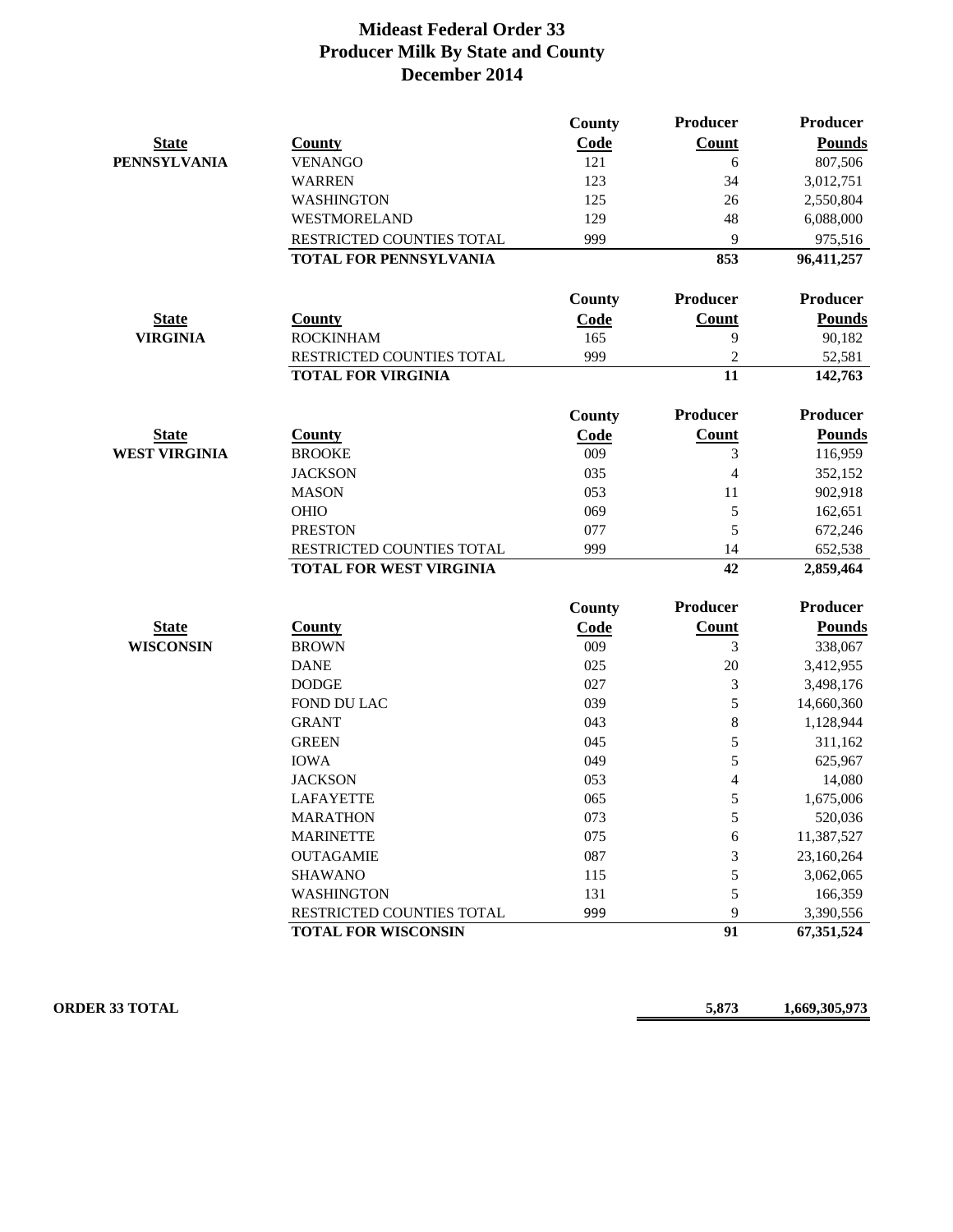# Mideast Federal Order 33
## Producer Milk By State and County
## December 2014

| State | County | County Code | Producer Count | Producer Pounds |
|---|---|---|---|---|
| **PENNSYLVANIA** | VENANGO | 121 | 6 | 807,506 |
| | WARREN | 123 | 34 | 3,012,751 |
| | WASHINGTON | 125 | 26 | 2,550,804 |
| | WESTMORELAND | 129 | 48 | 6,088,000 |
| | RESTRICTED COUNTIES TOTAL | 999 | 9 | 975,516 |
| | **TOTAL FOR PENNSYLVANIA** | | **853** | **96,411,257** |

| State | County | County Code | Producer Count | Producer Pounds |
|---|---|---|---|---|
| **VIRGINIA** | ROCKINHAM | 165 | 9 | 90,182 |
| | RESTRICTED COUNTIES TOTAL | 999 | 2 | 52,581 |
| | **TOTAL FOR VIRGINIA** | | **11** | **142,763** |

| State | County | County Code | Producer Count | Producer Pounds |
|---|---|---|---|---|
| **WEST VIRGINIA** | BROOKE | 009 | 3 | 116,959 |
| | JACKSON | 035 | 4 | 352,152 |
| | MASON | 053 | 11 | 902,918 |
| | OHIO | 069 | 5 | 162,651 |
| | PRESTON | 077 | 5 | 672,246 |
| | RESTRICTED COUNTIES TOTAL | 999 | 14 | 652,538 |
| | **TOTAL FOR WEST VIRGINIA** | | **42** | **2,859,464** |

| State | County | County Code | Producer Count | Producer Pounds |
|---|---|---|---|---|
| **WISCONSIN** | BROWN | 009 | 3 | 338,067 |
| | DANE | 025 | 20 | 3,412,955 |
| | DODGE | 027 | 3 | 3,498,176 |
| | FOND DU LAC | 039 | 5 | 14,660,360 |
| | GRANT | 043 | 8 | 1,128,944 |
| | GREEN | 045 | 5 | 311,162 |
| | IOWA | 049 | 5 | 625,967 |
| | JACKSON | 053 | 4 | 14,080 |
| | LAFAYETTE | 065 | 5 | 1,675,006 |
| | MARATHON | 073 | 5 | 520,036 |
| | MARINETTE | 075 | 6 | 11,387,527 |
| | OUTAGAMIE | 087 | 3 | 23,160,264 |
| | SHAWANO | 115 | 5 | 3,062,065 |
| | WASHINGTON | 131 | 5 | 166,359 |
| | RESTRICTED COUNTIES TOTAL | 999 | 9 | 3,390,556 |
| | **TOTAL FOR WISCONSIN** | | **91** | **67,351,524** |

| | | | | |
|---|---|---|---|---|
| **ORDER 33 TOTAL** | | | **5,873** | **1,669,305,973** |